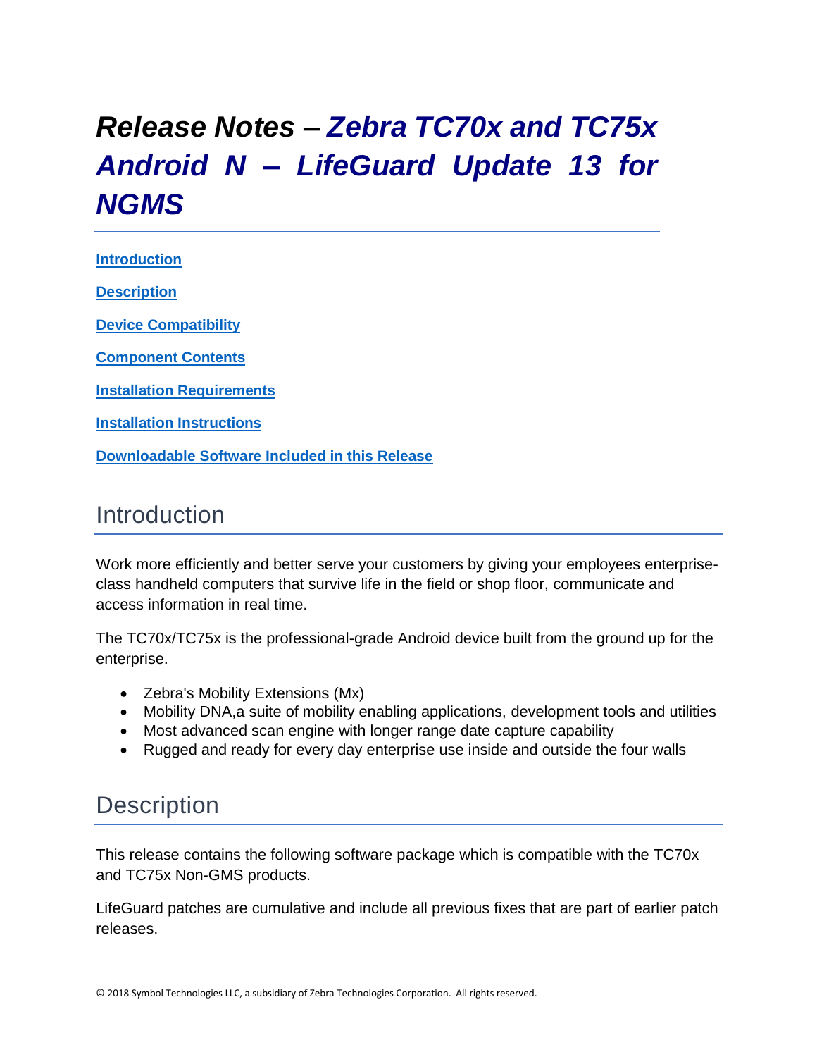# *Release Notes – Zebra TC70x and TC75x Android N – LifeGuard Update 13 for NGMS*

[Introduction](#introduction)

[Description](#description)

[Device Compatibility](#device-compatibility)

[Component Contents](#component-contents)

[Installation Requirements](#installation-requirements)

[Installation Instructions](#installation-instructions)

[Downloadable Software Included in this Release](#downloadable-software-included-in-this-release)

## Introduction

Work more efficiently and better serve your customers by giving your employees enterprise-class handheld computers that survive life in the field or shop floor, communicate and access information in real time.

The TC70x/TC75x is the professional-grade Android device built from the ground up for the enterprise.

- Zebra's Mobility Extensions (Mx)
- Mobility DNA,a suite of mobility enabling applications, development tools and utilities
- Most advanced scan engine with longer range date capture capability
- Rugged and ready for every day enterprise use inside and outside the four walls

## Description

This release contains the following software package which is compatible with the TC70x and TC75x Non-GMS products.

LifeGuard patches are cumulative and include all previous fixes that are part of earlier patch releases.

© 2018 Symbol Technologies LLC, a subsidiary of Zebra Technologies Corporation. All rights reserved.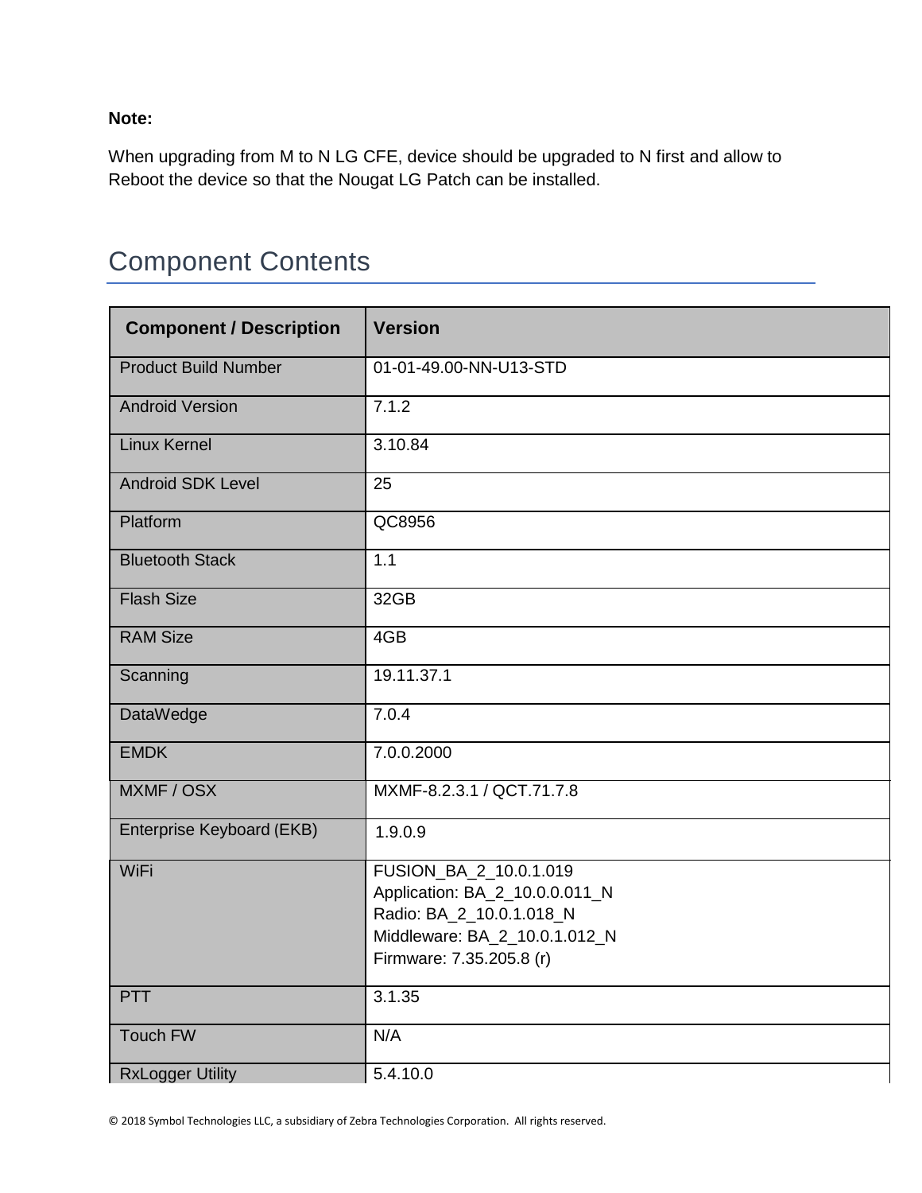**Note:**

When upgrading from M to N LG CFE, device should be upgraded to N first and allow to Reboot the device so that the Nougat LG Patch can be installed.

## Component Contents

| Component / Description | Version |
| --- | --- |
| Product Build Number | 01-01-49.00-NN-U13-STD |
| Android Version | 7.1.2 |
| Linux Kernel | 3.10.84 |
| Android SDK Level | 25 |
| Platform | QC8956 |
| Bluetooth Stack | 1.1 |
| Flash Size | 32GB |
| RAM Size | 4GB |
| Scanning | 19.11.37.1 |
| DataWedge | 7.0.4 |
| EMDK | 7.0.0.2000 |
| MXMF / OSX | MXMF-8.2.3.1 / QCT.71.7.8 |
| Enterprise Keyboard (EKB) | 1.9.0.9 |
| WiFi | FUSION_BA_2_10.0.1.019<br>Application: BA_2_10.0.0.011_N<br>Radio: BA_2_10.0.1.018_N<br>Middleware: BA_2_10.0.1.012_N<br>Firmware: 7.35.205.8 (r) |
| PTT | 3.1.35 |
| Touch FW | N/A |
| RxLogger Utility | 5.4.10.0 |

© 2018 Symbol Technologies LLC, a subsidiary of Zebra Technologies Corporation. All rights reserved.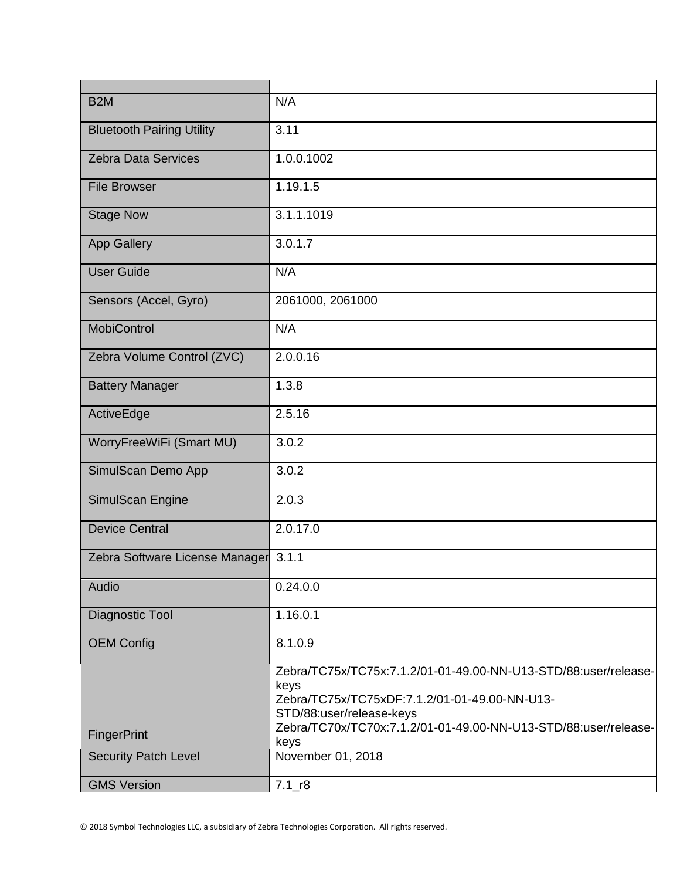| | |
|---|---|
| B2M | N/A |
| Bluetooth Pairing Utility | 3.11 |
| Zebra Data Services | 1.0.0.1002 |
| File Browser | 1.19.1.5 |
| Stage Now | 3.1.1.1019 |
| App Gallery | 3.0.1.7 |
| User Guide | N/A |
| Sensors (Accel, Gyro) | 2061000, 2061000 |
| MobiControl | N/A |
| Zebra Volume Control (ZVC) | 2.0.0.16 |
| Battery Manager | 1.3.8 |
| ActiveEdge | 2.5.16 |
| WorryFreeWiFi (Smart MU) | 3.0.2 |
| SimulScan Demo App | 3.0.2 |
| SimulScan Engine | 2.0.3 |
| Device Central | 2.0.17.0 |
| Zebra Software License Manager | 3.1.1 |
| Audio | 0.24.0.0 |
| Diagnostic Tool | 1.16.0.1 |
| OEM Config | 8.1.0.9 |
| FingerPrint | Zebra/TC75x/TC75x:7.1.2/01-01-49.00-NN-U13-STD/88:user/release-keys<br>Zebra/TC75x/TC75xDF:7.1.2/01-01-49.00-NN-U13-STD/88:user/release-keys<br>Zebra/TC70x/TC70x:7.1.2/01-01-49.00-NN-U13-STD/88:user/release-keys |
| Security Patch Level | November 01, 2018 |
| GMS Version | 7.1_r8 |

© 2018 Symbol Technologies LLC, a subsidiary of Zebra Technologies Corporation. All rights reserved.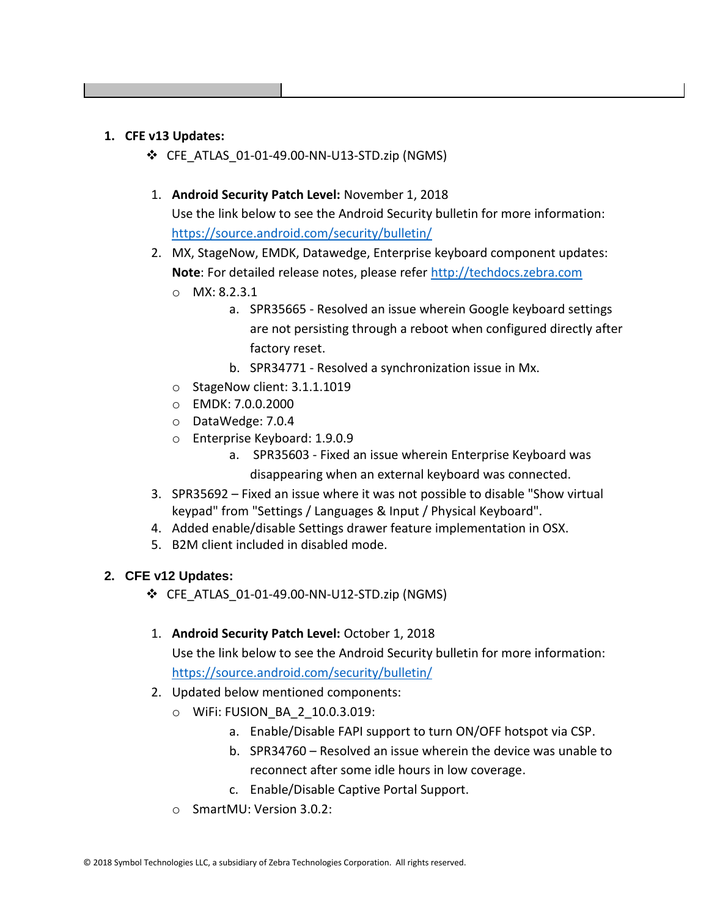1. **CFE v13 Updates:**
   - CFE_ATLAS_01-01-49.00-NN-U13-STD.zip (NGMS)

   1. **Android Security Patch Level:** November 1, 2018
      Use the link below to see the Android Security bulletin for more information: https://source.android.com/security/bulletin/
   2. MX, StageNow, EMDK, Datawedge, Enterprise keyboard component updates:
      **Note**: For detailed release notes, please refer http://techdocs.zebra.com
      - MX: 8.2.3.1
        a. SPR35665 - Resolved an issue wherein Google keyboard settings are not persisting through a reboot when configured directly after factory reset.
        b. SPR34771 - Resolved a synchronization issue in Mx.
      - StageNow client: 3.1.1.1019
      - EMDK: 7.0.0.2000
      - DataWedge: 7.0.4
      - Enterprise Keyboard: 1.9.0.9
        a. SPR35603 - Fixed an issue wherein Enterprise Keyboard was disappearing when an external keyboard was connected.
   3. SPR35692 – Fixed an issue where it was not possible to disable "Show virtual keypad" from "Settings / Languages & Input / Physical Keyboard".
   4. Added enable/disable Settings drawer feature implementation in OSX.
   5. B2M client included in disabled mode.

2. **CFE v12 Updates:**
   - CFE_ATLAS_01-01-49.00-NN-U12-STD.zip (NGMS)

   1. **Android Security Patch Level:** October 1, 2018
      Use the link below to see the Android Security bulletin for more information: https://source.android.com/security/bulletin/
   2. Updated below mentioned components:
      - WiFi: FUSION_BA_2_10.0.3.019:
        a. Enable/Disable FAPI support to turn ON/OFF hotspot via CSP.
        b. SPR34760 – Resolved an issue wherein the device was unable to reconnect after some idle hours in low coverage.
        c. Enable/Disable Captive Portal Support.
      - SmartMU: Version 3.0.2: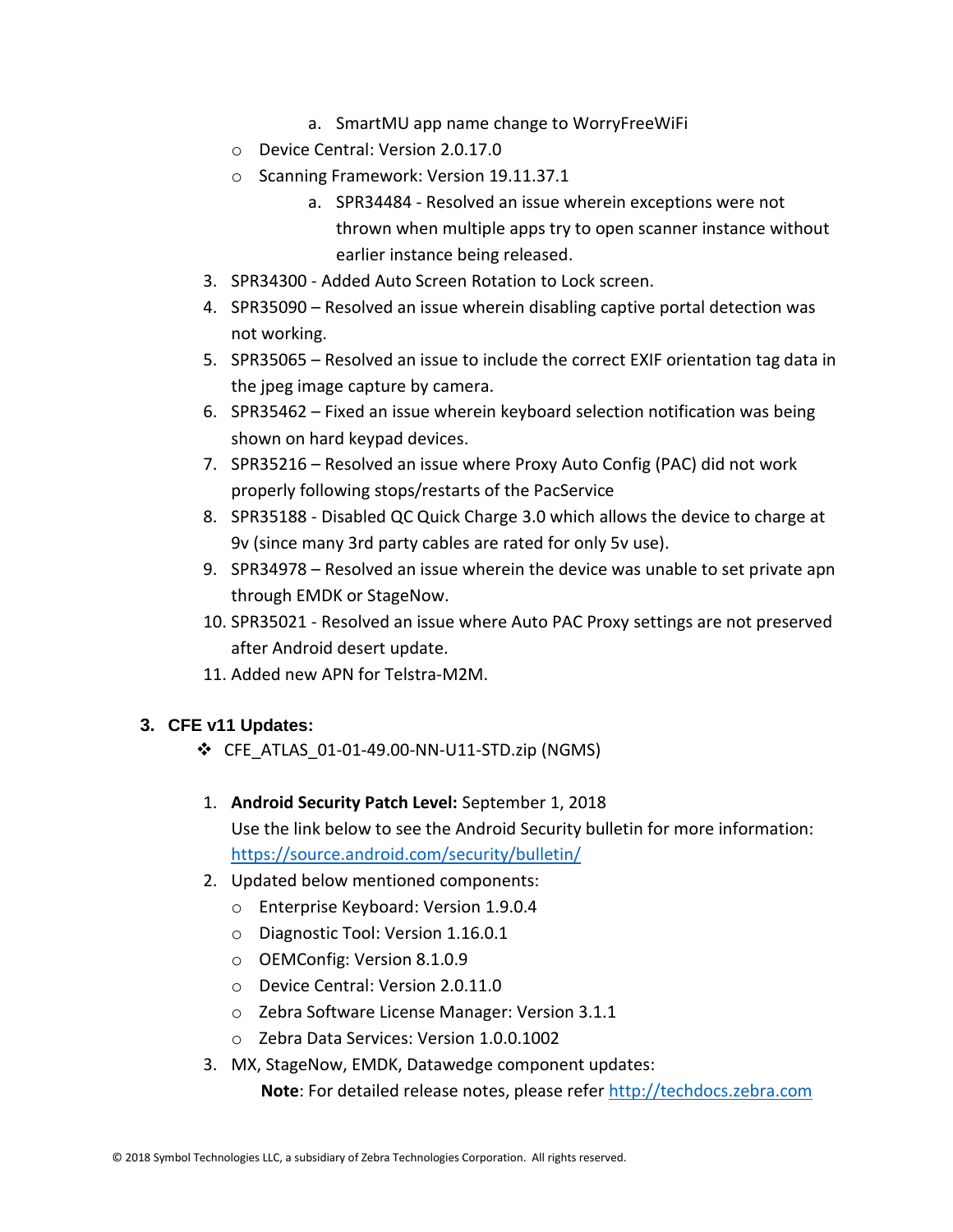a. SmartMU app name change to WorryFreeWiFi
   - Device Central: Version 2.0.17.0
   - Scanning Framework: Version 19.11.37.1
        a. SPR34484 - Resolved an issue wherein exceptions were not thrown when multiple apps try to open scanner instance without earlier instance being released.
3. SPR34300 - Added Auto Screen Rotation to Lock screen.
4. SPR35090 – Resolved an issue wherein disabling captive portal detection was not working.
5. SPR35065 – Resolved an issue to include the correct EXIF orientation tag data in the jpeg image capture by camera.
6. SPR35462 – Fixed an issue wherein keyboard selection notification was being shown on hard keypad devices.
7. SPR35216 – Resolved an issue where Proxy Auto Config (PAC) did not work properly following stops/restarts of the PacService
8. SPR35188 - Disabled QC Quick Charge 3.0 which allows the device to charge at 9v (since many 3rd party cables are rated for only 5v use).
9. SPR34978 – Resolved an issue wherein the device was unable to set private apn through EMDK or StageNow.
10. SPR35021 - Resolved an issue where Auto PAC Proxy settings are not preserved after Android desert update.
11. Added new APN for Telstra-M2M.

## 3. CFE v11 Updates:

- CFE_ATLAS_01-01-49.00-NN-U11-STD.zip (NGMS)

1. **Android Security Patch Level:** September 1, 2018
   Use the link below to see the Android Security bulletin for more information: https://source.android.com/security/bulletin/
2. Updated below mentioned components:
   - Enterprise Keyboard: Version 1.9.0.4
   - Diagnostic Tool: Version 1.16.0.1
   - OEMConfig: Version 8.1.0.9
   - Device Central: Version 2.0.11.0
   - Zebra Software License Manager: Version 3.1.1
   - Zebra Data Services: Version 1.0.0.1002
3. MX, StageNow, EMDK, Datawedge component updates:
   **Note**: For detailed release notes, please refer http://techdocs.zebra.com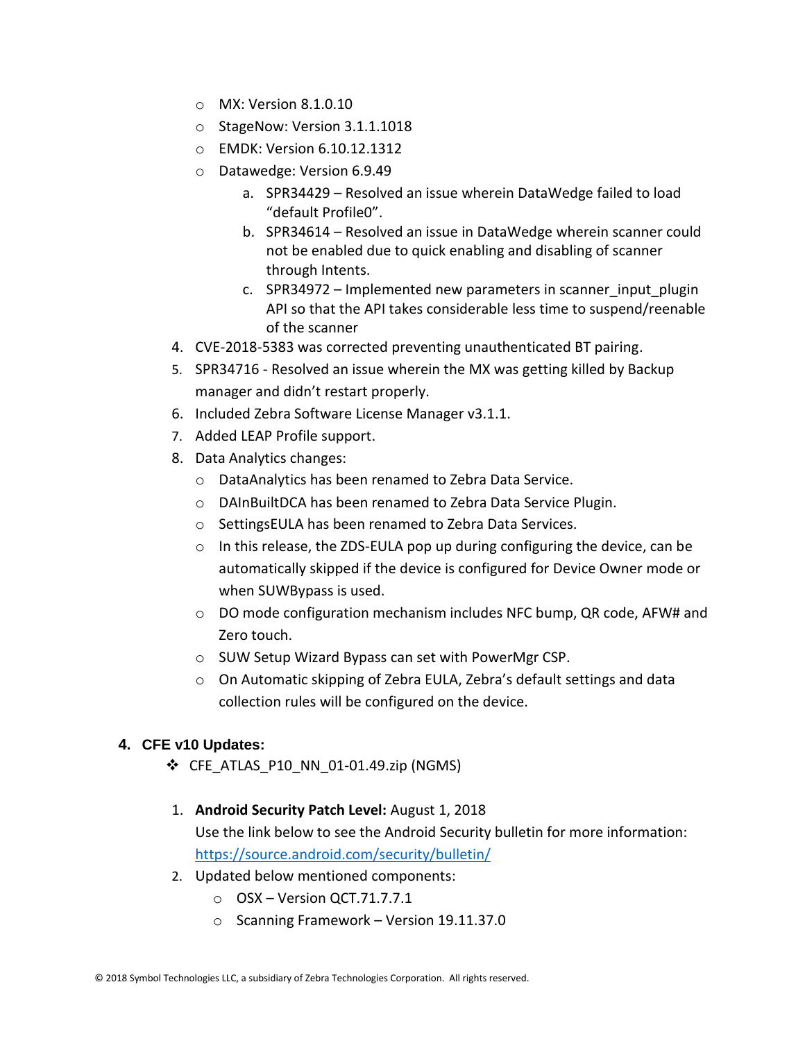- MX: Version 8.1.0.10
- StageNow: Version 3.1.1.1018
- EMDK: Version 6.10.12.1312
- Datawedge: Version 6.9.49
  a. SPR34429 – Resolved an issue wherein DataWedge failed to load "default Profile0".
  b. SPR34614 – Resolved an issue in DataWedge wherein scanner could not be enabled due to quick enabling and disabling of scanner through Intents.
  c. SPR34972 – Implemented new parameters in scanner_input_plugin API so that the API takes considerable less time to suspend/reenable of the scanner

4. CVE-2018-5383 was corrected preventing unauthenticated BT pairing.
5. SPR34716 - Resolved an issue wherein the MX was getting killed by Backup manager and didn't restart properly.
6. Included Zebra Software License Manager v3.1.1.
7. Added LEAP Profile support.
8. Data Analytics changes:
   - DataAnalytics has been renamed to Zebra Data Service.
   - DAInBuiltDCA has been renamed to Zebra Data Service Plugin.
   - SettingsEULA has been renamed to Zebra Data Services.
   - In this release, the ZDS-EULA pop up during configuring the device, can be automatically skipped if the device is configured for Device Owner mode or when SUWBypass is used.
   - DO mode configuration mechanism includes NFC bump, QR code, AFW# and Zero touch.
   - SUW Setup Wizard Bypass can set with PowerMgr CSP.
   - On Automatic skipping of Zebra EULA, Zebra's default settings and data collection rules will be configured on the device.

## 4. CFE v10 Updates:

- CFE_ATLAS_P10_NN_01-01.49.zip (NGMS)

1. **Android Security Patch Level:** August 1, 2018
   Use the link below to see the Android Security bulletin for more information: https://source.android.com/security/bulletin/
2. Updated below mentioned components:
   - OSX – Version QCT.71.7.7.1
   - Scanning Framework – Version 19.11.37.0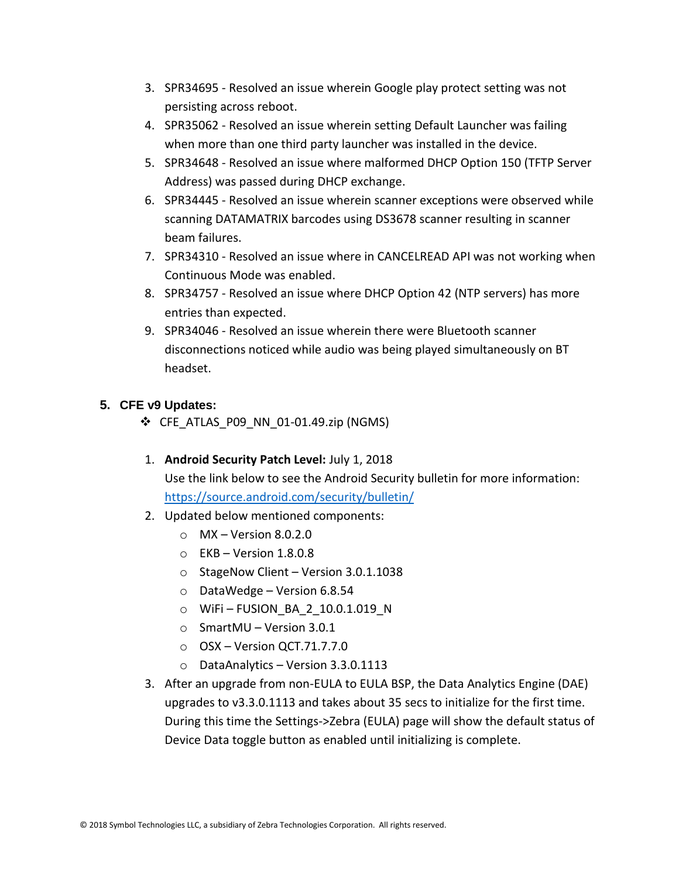3. SPR34695 - Resolved an issue wherein Google play protect setting was not persisting across reboot.
4. SPR35062 - Resolved an issue wherein setting Default Launcher was failing when more than one third party launcher was installed in the device.
5. SPR34648 - Resolved an issue where malformed DHCP Option 150 (TFTP Server Address) was passed during DHCP exchange.
6. SPR34445 - Resolved an issue wherein scanner exceptions were observed while scanning DATAMATRIX barcodes using DS3678 scanner resulting in scanner beam failures.
7. SPR34310 - Resolved an issue where in CANCELREAD API was not working when Continuous Mode was enabled.
8. SPR34757 - Resolved an issue where DHCP Option 42 (NTP servers) has more entries than expected.
9. SPR34046 - Resolved an issue wherein there were Bluetooth scanner disconnections noticed while audio was being played simultaneously on BT headset.

## 5. CFE v9 Updates:

- CFE_ATLAS_P09_NN_01-01.49.zip (NGMS)

1. **Android Security Patch Level:** July 1, 2018
   Use the link below to see the Android Security bulletin for more information: https://source.android.com/security/bulletin/
2. Updated below mentioned components:
   - MX – Version 8.0.2.0
   - EKB – Version 1.8.0.8
   - StageNow Client – Version 3.0.1.1038
   - DataWedge – Version 6.8.54
   - WiFi – FUSION_BA_2_10.0.1.019_N
   - SmartMU – Version 3.0.1
   - OSX – Version QCT.71.7.7.0
   - DataAnalytics – Version 3.3.0.1113
3. After an upgrade from non-EULA to EULA BSP, the Data Analytics Engine (DAE) upgrades to v3.3.0.1113 and takes about 35 secs to initialize for the first time. During this time the Settings->Zebra (EULA) page will show the default status of Device Data toggle button as enabled until initializing is complete.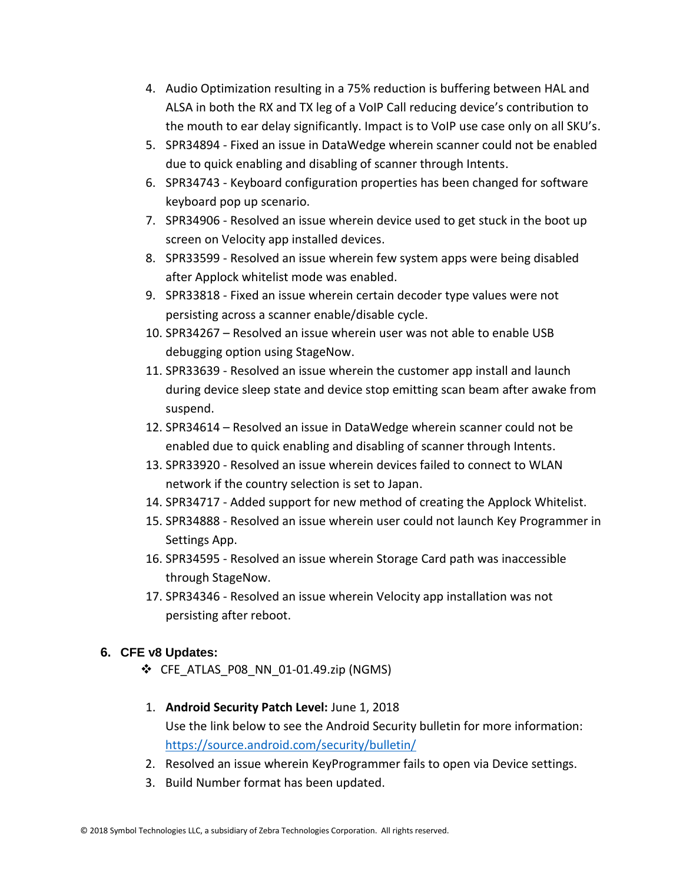4. Audio Optimization resulting in a 75% reduction is buffering between HAL and ALSA in both the RX and TX leg of a VoIP Call reducing device's contribution to the mouth to ear delay significantly. Impact is to VoIP use case only on all SKU's.
5. SPR34894 - Fixed an issue in DataWedge wherein scanner could not be enabled due to quick enabling and disabling of scanner through Intents.
6. SPR34743 - Keyboard configuration properties has been changed for software keyboard pop up scenario.
7. SPR34906 - Resolved an issue wherein device used to get stuck in the boot up screen on Velocity app installed devices.
8. SPR33599 - Resolved an issue wherein few system apps were being disabled after Applock whitelist mode was enabled.
9. SPR33818 - Fixed an issue wherein certain decoder type values were not persisting across a scanner enable/disable cycle.
10. SPR34267 – Resolved an issue wherein user was not able to enable USB debugging option using StageNow.
11. SPR33639 - Resolved an issue wherein the customer app install and launch during device sleep state and device stop emitting scan beam after awake from suspend.
12. SPR34614 – Resolved an issue in DataWedge wherein scanner could not be enabled due to quick enabling and disabling of scanner through Intents.
13. SPR33920 - Resolved an issue wherein devices failed to connect to WLAN network if the country selection is set to Japan.
14. SPR34717 - Added support for new method of creating the Applock Whitelist.
15. SPR34888 - Resolved an issue wherein user could not launch Key Programmer in Settings App.
16. SPR34595 - Resolved an issue wherein Storage Card path was inaccessible through StageNow.
17. SPR34346 - Resolved an issue wherein Velocity app installation was not persisting after reboot.

### 6. CFE v8 Updates:

- ❖ CFE_ATLAS_P08_NN_01-01.49.zip (NGMS)

1. **Android Security Patch Level:** June 1, 2018
   Use the link below to see the Android Security bulletin for more information: https://source.android.com/security/bulletin/
2. Resolved an issue wherein KeyProgrammer fails to open via Device settings.
3. Build Number format has been updated.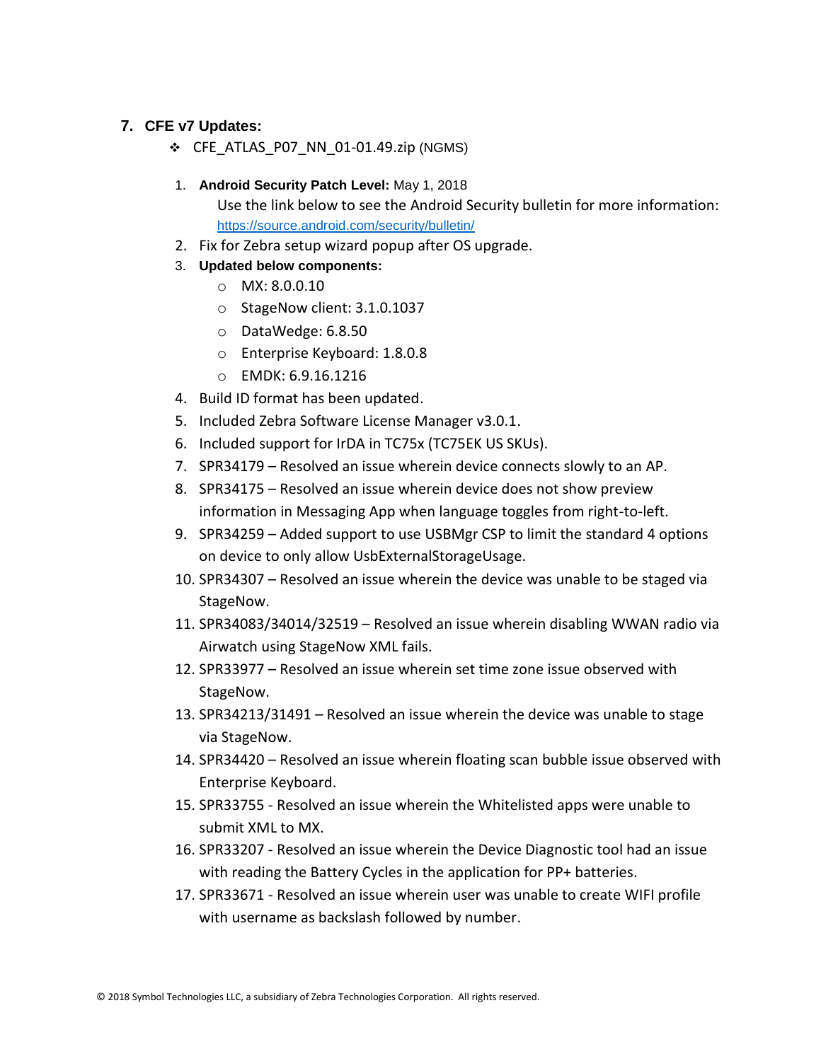## 7. CFE v7 Updates:

- CFE_ATLAS_P07_NN_01-01.49.zip (NGMS)

1. **Android Security Patch Level:** May 1, 2018
   Use the link below to see the Android Security bulletin for more information: https://source.android.com/security/bulletin/
2. Fix for Zebra setup wizard popup after OS upgrade.
3. **Updated below components:**
   - MX: 8.0.0.10
   - StageNow client: 3.1.0.1037
   - DataWedge: 6.8.50
   - Enterprise Keyboard: 1.8.0.8
   - EMDK: 6.9.16.1216
4. Build ID format has been updated.
5. Included Zebra Software License Manager v3.0.1.
6. Included support for IrDA in TC75x (TC75EK US SKUs).
7. SPR34179 – Resolved an issue wherein device connects slowly to an AP.
8. SPR34175 – Resolved an issue wherein device does not show preview information in Messaging App when language toggles from right-to-left.
9. SPR34259 – Added support to use USBMgr CSP to limit the standard 4 options on device to only allow UsbExternalStorageUsage.
10. SPR34307 – Resolved an issue wherein the device was unable to be staged via StageNow.
11. SPR34083/34014/32519 – Resolved an issue wherein disabling WWAN radio via Airwatch using StageNow XML fails.
12. SPR33977 – Resolved an issue wherein set time zone issue observed with StageNow.
13. SPR34213/31491 – Resolved an issue wherein the device was unable to stage via StageNow.
14. SPR34420 – Resolved an issue wherein floating scan bubble issue observed with Enterprise Keyboard.
15. SPR33755 - Resolved an issue wherein the Whitelisted apps were unable to submit XML to MX.
16. SPR33207 - Resolved an issue wherein the Device Diagnostic tool had an issue with reading the Battery Cycles in the application for PP+ batteries.
17. SPR33671 - Resolved an issue wherein user was unable to create WIFI profile with username as backslash followed by number.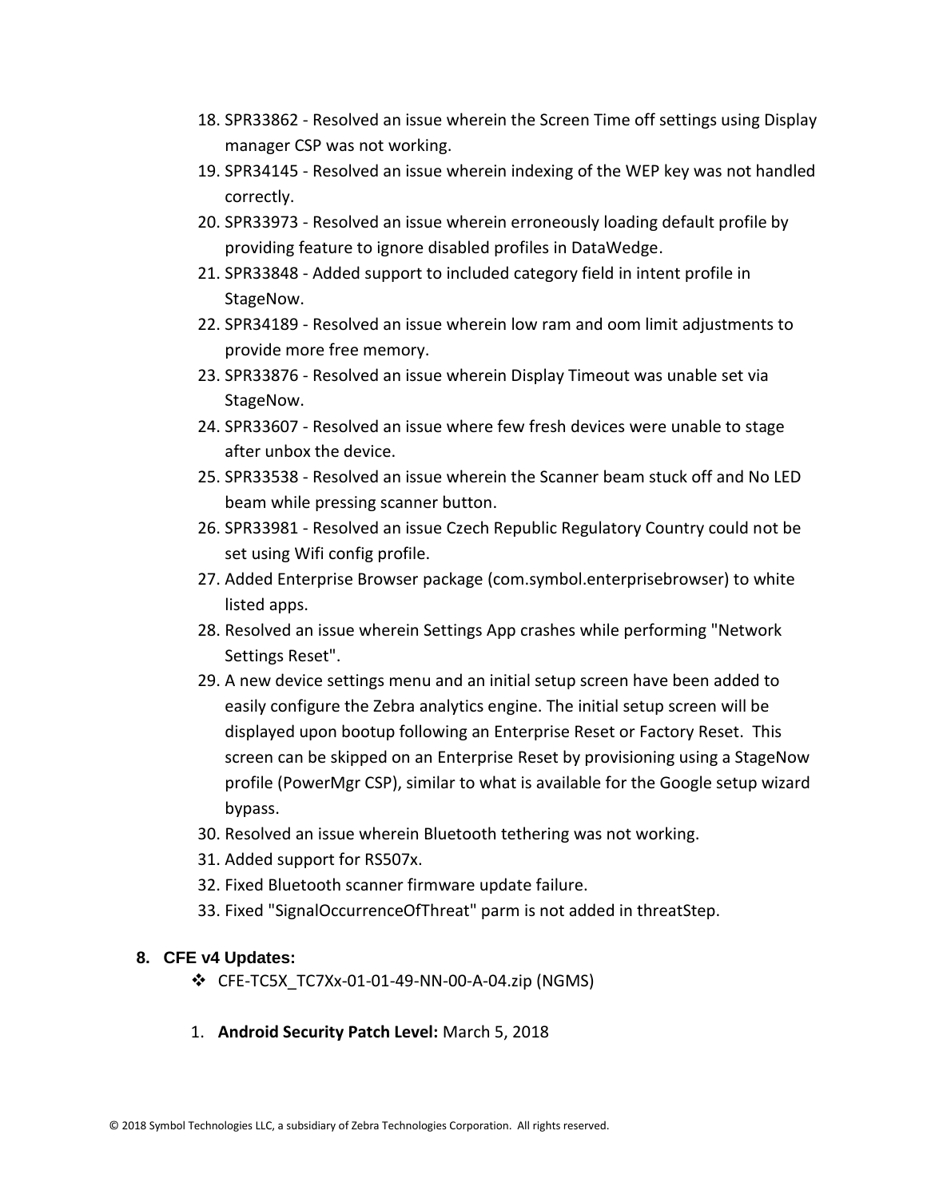18. SPR33862 - Resolved an issue wherein the Screen Time off settings using Display manager CSP was not working.
19. SPR34145 - Resolved an issue wherein indexing of the WEP key was not handled correctly.
20. SPR33973 - Resolved an issue wherein erroneously loading default profile by providing feature to ignore disabled profiles in DataWedge.
21. SPR33848 - Added support to included category field in intent profile in StageNow.
22. SPR34189 - Resolved an issue wherein low ram and oom limit adjustments to provide more free memory.
23. SPR33876 - Resolved an issue wherein Display Timeout was unable set via StageNow.
24. SPR33607 - Resolved an issue where few fresh devices were unable to stage after unbox the device.
25. SPR33538 - Resolved an issue wherein the Scanner beam stuck off and No LED beam while pressing scanner button.
26. SPR33981 - Resolved an issue Czech Republic Regulatory Country could not be set using Wifi config profile.
27. Added Enterprise Browser package (com.symbol.enterprisebrowser) to white listed apps.
28. Resolved an issue wherein Settings App crashes while performing "Network Settings Reset".
29. A new device settings menu and an initial setup screen have been added to easily configure the Zebra analytics engine. The initial setup screen will be displayed upon bootup following an Enterprise Reset or Factory Reset. This screen can be skipped on an Enterprise Reset by provisioning using a StageNow profile (PowerMgr CSP), similar to what is available for the Google setup wizard bypass.
30. Resolved an issue wherein Bluetooth tethering was not working.
31. Added support for RS507x.
32. Fixed Bluetooth scanner firmware update failure.
33. Fixed "SignalOccurrenceOfThreat" parm is not added in threatStep.

## 8. CFE v4 Updates:

- CFE-TC5X_TC7Xx-01-01-49-NN-00-A-04.zip (NGMS)

1. **Android Security Patch Level:** March 5, 2018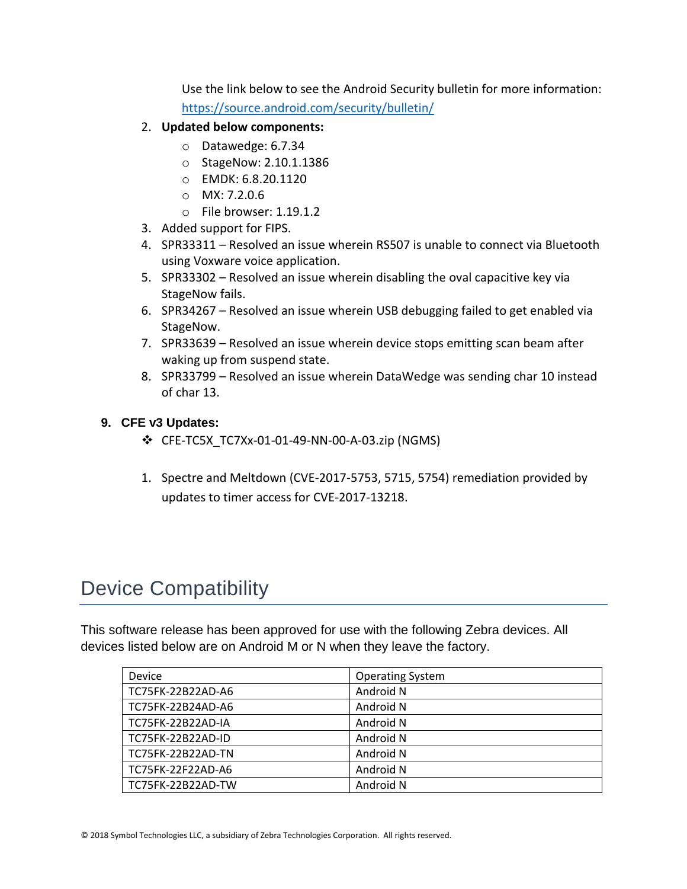Use the link below to see the Android Security bulletin for more information: https://source.android.com/security/bulletin/

2. **Updated below components:**
   - Datawedge: 6.7.34
   - StageNow: 2.10.1.1386
   - EMDK: 6.8.20.1120
   - MX: 7.2.0.6
   - File browser: 1.19.1.2
3. Added support for FIPS.
4. SPR33311 – Resolved an issue wherein RS507 is unable to connect via Bluetooth using Voxware voice application.
5. SPR33302 – Resolved an issue wherein disabling the oval capacitive key via StageNow fails.
6. SPR34267 – Resolved an issue wherein USB debugging failed to get enabled via StageNow.
7. SPR33639 – Resolved an issue wherein device stops emitting scan beam after waking up from suspend state.
8. SPR33799 – Resolved an issue wherein DataWedge was sending char 10 instead of char 13.

9. **CFE v3 Updates:**
   - ❖ CFE-TC5X_TC7Xx-01-01-49-NN-00-A-03.zip (NGMS)

   1. Spectre and Meltdown (CVE-2017-5753, 5715, 5754) remediation provided by updates to timer access for CVE-2017-13218.

# Device Compatibility

This software release has been approved for use with the following Zebra devices. All devices listed below are on Android M or N when they leave the factory.

| Device | Operating System |
|---|---|
| TC75FK-22B22AD-A6 | Android N |
| TC75FK-22B24AD-A6 | Android N |
| TC75FK-22B22AD-IA | Android N |
| TC75FK-22B22AD-ID | Android N |
| TC75FK-22B22AD-TN | Android N |
| TC75FK-22F22AD-A6 | Android N |
| TC75FK-22B22AD-TW | Android N |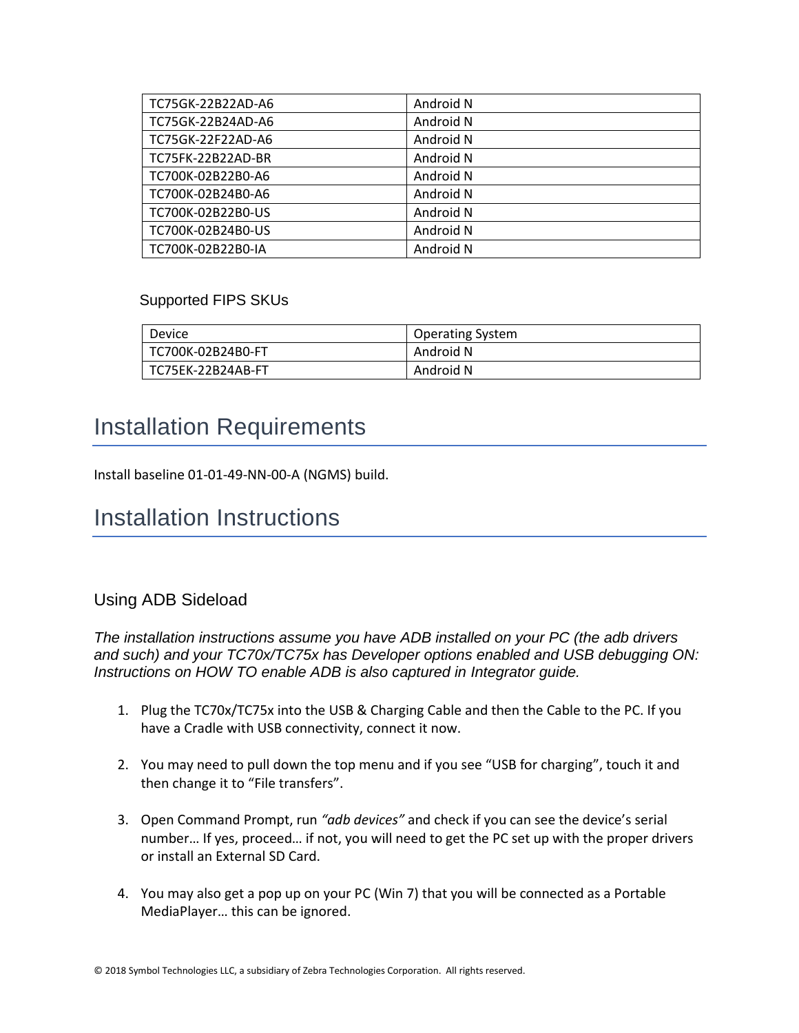| | |
|---|---|
| TC75GK-22B22AD-A6 | Android N |
| TC75GK-22B24AD-A6 | Android N |
| TC75GK-22F22AD-A6 | Android N |
| TC75FK-22B22AD-BR | Android N |
| TC700K-02B22B0-A6 | Android N |
| TC700K-02B24B0-A6 | Android N |
| TC700K-02B22B0-US | Android N |
| TC700K-02B24B0-US | Android N |
| TC700K-02B22B0-IA | Android N |

Supported FIPS SKUs

| Device | Operating System |
|---|---|
| TC700K-02B24B0-FT | Android N |
| TC75EK-22B24AB-FT | Android N |

# Installation Requirements

Install baseline 01-01-49-NN-00-A (NGMS) build.

# Installation Instructions

## Using ADB Sideload

*The installation instructions assume you have ADB installed on your PC (the adb drivers and such) and your TC70x/TC75x has Developer options enabled and USB debugging ON: Instructions on HOW TO enable ADB is also captured in Integrator guide.*

1. Plug the TC70x/TC75x into the USB & Charging Cable and then the Cable to the PC. If you have a Cradle with USB connectivity, connect it now.

2. You may need to pull down the top menu and if you see “USB for charging”, touch it and then change it to “File transfers”.

3. Open Command Prompt, run *“adb devices”* and check if you can see the device’s serial number… If yes, proceed… if not, you will need to get the PC set up with the proper drivers or install an External SD Card.

4. You may also get a pop up on your PC (Win 7) that you will be connected as a Portable MediaPlayer… this can be ignored.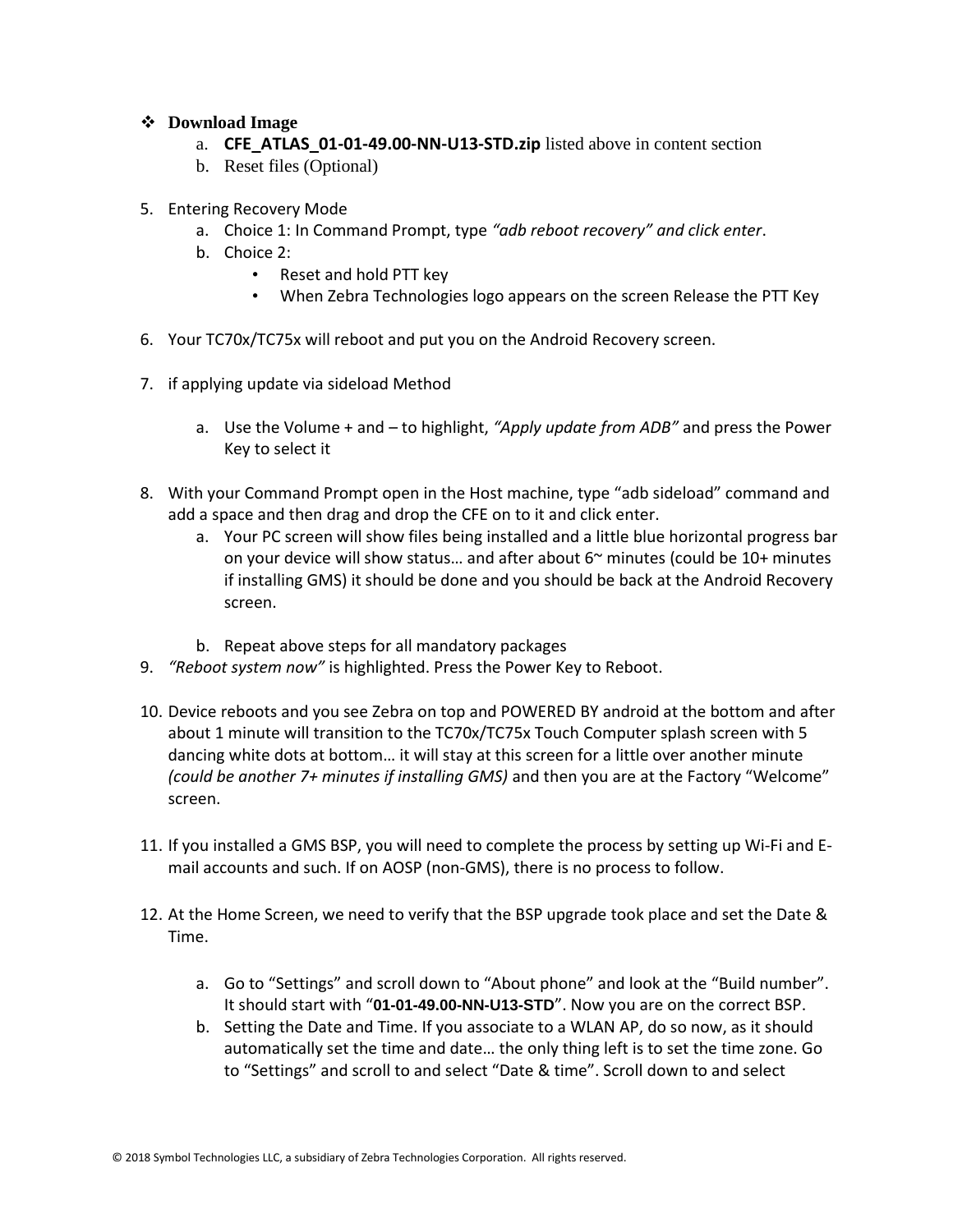- **Download Image**
    a. **CFE_ATLAS_01-01-49.00-NN-U13-STD.zip** listed above in content section
    b. Reset files (Optional)

5. Entering Recovery Mode
    a. Choice 1: In Command Prompt, type *"adb reboot recovery" and click enter*.
    b. Choice 2:
        - Reset and hold PTT key
        - When Zebra Technologies logo appears on the screen Release the PTT Key

6. Your TC70x/TC75x will reboot and put you on the Android Recovery screen.

7. if applying update via sideload Method

    a. Use the Volume + and – to highlight, *"Apply update from ADB"* and press the Power Key to select it

8. With your Command Prompt open in the Host machine, type "adb sideload" command and add a space and then drag and drop the CFE on to it and click enter.
    a. Your PC screen will show files being installed and a little blue horizontal progress bar on your device will show status… and after about 6~ minutes (could be 10+ minutes if installing GMS) it should be done and you should be back at the Android Recovery screen.

    b. Repeat above steps for all mandatory packages
9. *"Reboot system now"* is highlighted. Press the Power Key to Reboot.

10. Device reboots and you see Zebra on top and POWERED BY android at the bottom and after about 1 minute will transition to the TC70x/TC75x Touch Computer splash screen with 5 dancing white dots at bottom… it will stay at this screen for a little over another minute *(could be another 7+ minutes if installing GMS)* and then you are at the Factory "Welcome" screen.

11. If you installed a GMS BSP, you will need to complete the process by setting up Wi-Fi and E-mail accounts and such. If on AOSP (non-GMS), there is no process to follow.

12. At the Home Screen, we need to verify that the BSP upgrade took place and set the Date & Time.

    a. Go to "Settings" and scroll down to "About phone" and look at the "Build number". It should start with "**01-01-49.00-NN-U13-STD**". Now you are on the correct BSP.
    b. Setting the Date and Time. If you associate to a WLAN AP, do so now, as it should automatically set the time and date… the only thing left is to set the time zone. Go to "Settings" and scroll to and select "Date & time". Scroll down to and select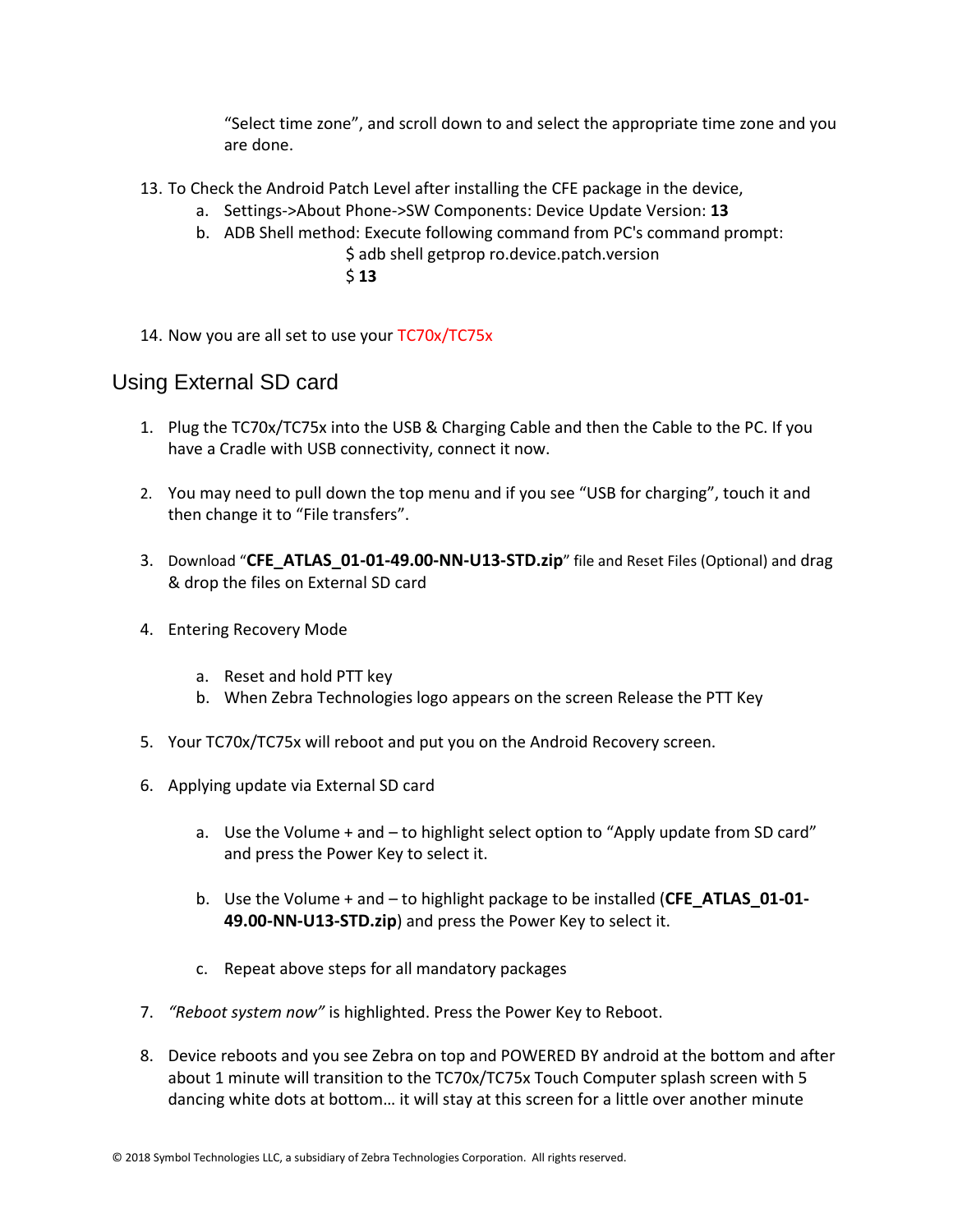"Select time zone", and scroll down to and select the appropriate time zone and you are done.

13. To Check the Android Patch Level after installing the CFE package in the device,
    a. Settings->About Phone->SW Components: Device Update Version: **13**
    b. ADB Shell method: Execute following command from PC's command prompt:
       $ adb shell getprop ro.device.patch.version
       $ **13**

14. Now you are all set to use your TC70x/TC75x

## Using External SD card

1. Plug the TC70x/TC75x into the USB & Charging Cable and then the Cable to the PC. If you have a Cradle with USB connectivity, connect it now.

2. You may need to pull down the top menu and if you see "USB for charging", touch it and then change it to "File transfers".

3. Download "**CFE_ATLAS_01-01-49.00-NN-U13-STD.zip**" file and Reset Files (Optional) and drag & drop the files on External SD card

4. Entering Recovery Mode

    a. Reset and hold PTT key
    b. When Zebra Technologies logo appears on the screen Release the PTT Key

5. Your TC70x/TC75x will reboot and put you on the Android Recovery screen.

6. Applying update via External SD card

    a. Use the Volume + and – to highlight select option to "Apply update from SD card" and press the Power Key to select it.

    b. Use the Volume + and – to highlight package to be installed (**CFE_ATLAS_01-01-49.00-NN-U13-STD.zip**) and press the Power Key to select it.

    c. Repeat above steps for all mandatory packages

7. *"Reboot system now"* is highlighted. Press the Power Key to Reboot.

8. Device reboots and you see Zebra on top and POWERED BY android at the bottom and after about 1 minute will transition to the TC70x/TC75x Touch Computer splash screen with 5 dancing white dots at bottom… it will stay at this screen for a little over another minute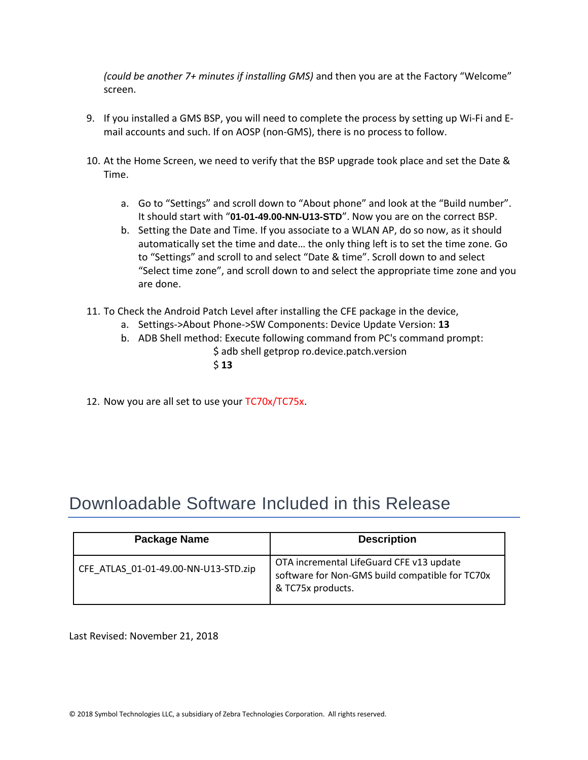*(could be another 7+ minutes if installing GMS)* and then you are at the Factory “Welcome” screen.

9. If you installed a GMS BSP, you will need to complete the process by setting up Wi-Fi and E-mail accounts and such. If on AOSP (non-GMS), there is no process to follow.

10. At the Home Screen, we need to verify that the BSP upgrade took place and set the Date & Time.

    a. Go to “Settings” and scroll down to “About phone” and look at the “Build number”. It should start with “**01-01-49.00-NN-U13-STD**”. Now you are on the correct BSP.
    b. Setting the Date and Time. If you associate to a WLAN AP, do so now, as it should automatically set the time and date… the only thing left is to set the time zone. Go to “Settings” and scroll to and select “Date & time”. Scroll down to and select “Select time zone”, and scroll down to and select the appropriate time zone and you are done.

11. To Check the Android Patch Level after installing the CFE package in the device,
    a. Settings->About Phone->SW Components: Device Update Version: **13**
    b. ADB Shell method: Execute following command from PC's command prompt:
       $ adb shell getprop ro.device.patch.version
       $ **13**

12. Now you are all set to use your TC70x/TC75x.

## Downloadable Software Included in this Release

| Package Name | Description |
|---|---|
| CFE_ATLAS_01-01-49.00-NN-U13-STD.zip | OTA incremental LifeGuard CFE v13 update software for Non-GMS build compatible for TC70x & TC75x products. |

Last Revised: November 21, 2018

© 2018 Symbol Technologies LLC, a subsidiary of Zebra Technologies Corporation. All rights reserved.